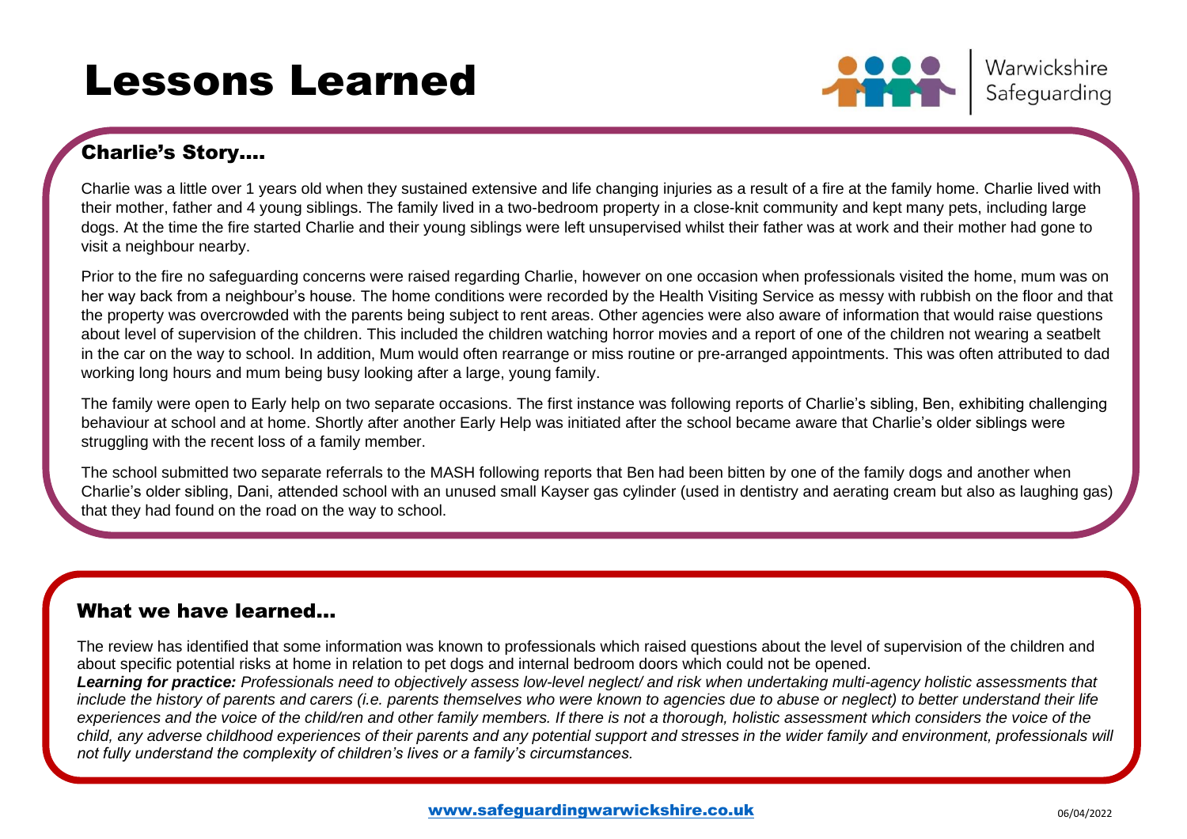# Lessons Learned

Warwickshire Safeguarding

## Charlie's Story….

Charlie was a little over 1 years old when they sustained extensive and life changing injuries as a result of a fire at the family home. Charlie lived with their mother, father and 4 young siblings. The family lived in a two-bedroom property in a close-knit community and kept many pets, including large dogs. At the time the fire started Charlie and their young siblings were left unsupervised whilst their father was at work and their mother had gone to visit a neighbour nearby.

Prior to the fire no safeguarding concerns were raised regarding Charlie, however on one occasion when professionals visited the home, mum was on her way back from a neighbour's house. The home conditions were recorded by the Health Visiting Service as messy with rubbish on the floor and that the property was overcrowded with the parents being subject to rent areas. Other agencies were also aware of information that would raise questions about level of supervision of the children. This included the children watching horror movies and a report of one of the children not wearing a seatbelt in the car on the way to school. In addition, Mum would often rearrange or miss routine or pre-arranged appointments. This was often attributed to dad working long hours and mum being busy looking after a large, young family.

The family were open to Early help on two separate occasions. The first instance was following reports of Charlie's sibling, Ben, exhibiting challenging behaviour at school and at home. Shortly after another Early Help was initiated after the school became aware that Charlie's older siblings were struggling with the recent loss of a family member.

The school submitted two separate referrals to the MASH following reports that Ben had been bitten by one of the family dogs and another when Charlie's older sibling, Dani, attended school with an unused small Kayser gas cylinder (used in dentistry and aerating cream but also as laughing gas) that they had found on the road on the way to school.

## What we have learned…

The review has identified that some information was known to professionals which raised questions about the level of supervision of the children and about specific potential risks at home in relation to pet dogs and internal bedroom doors which could not be opened.

***Learning for practice:*** *Professionals need to objectively assess low-level neglect/ and risk when undertaking multi-agency holistic assessments that include the history of parents and carers (i.e. parents themselves who were known to agencies due to abuse or neglect) to better understand their life experiences and the voice of the child/ren and other family members. If there is not a thorough, holistic assessment which considers the voice of the child, any adverse childhood experiences of their parents and any potential support and stresses in the wider family and environment, professionals will not fully understand the complexity of children's lives or a family's circumstances.*

www.safeguardingwarwickshire.co.uk 06/04/2022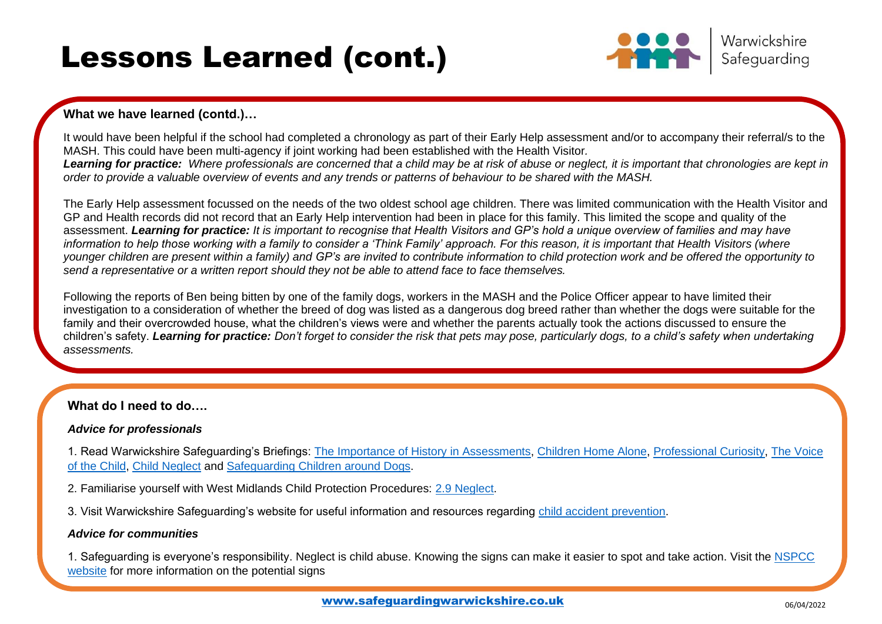# Lessons Learned (cont.)

Warwickshire Safeguarding

### What we have learned (contd.)…

It would have been helpful if the school had completed a chronology as part of their Early Help assessment and/or to accompany their referral/s to the MASH. This could have been multi-agency if joint working had been established with the Health Visitor.
***Learning for practice:*** *Where professionals are concerned that a child may be at risk of abuse or neglect, it is important that chronologies are kept in order to provide a valuable overview of events and any trends or patterns of behaviour to be shared with the MASH.*

The Early Help assessment focussed on the needs of the two oldest school age children. There was limited communication with the Health Visitor and GP and Health records did not record that an Early Help intervention had been in place for this family. This limited the scope and quality of the assessment. ***Learning for practice:*** *It is important to recognise that Health Visitors and GP's hold a unique overview of families and may have information to help those working with a family to consider a 'Think Family' approach. For this reason, it is important that Health Visitors (where younger children are present within a family) and GP's are invited to contribute information to child protection work and be offered the opportunity to send a representative or a written report should they not be able to attend face to face themselves.*

Following the reports of Ben being bitten by one of the family dogs, workers in the MASH and the Police Officer appear to have limited their investigation to a consideration of whether the breed of dog was listed as a dangerous dog breed rather than whether the dogs were suitable for the family and their overcrowded house, what the children's views were and whether the parents actually took the actions discussed to ensure the children's safety. ***Learning for practice:*** *Don't forget to consider the risk that pets may pose, particularly dogs, to a child's safety when undertaking assessments.*

### What do I need to do….

***Advice for professionals***

1. Read Warwickshire Safeguarding's Briefings: The Importance of History in Assessments, Children Home Alone, Professional Curiosity, The Voice of the Child, Child Neglect and Safeguarding Children around Dogs.

2. Familiarise yourself with West Midlands Child Protection Procedures: 2.9 Neglect.

3. Visit Warwickshire Safeguarding's website for useful information and resources regarding child accident prevention.

***Advice for communities***

1. Safeguarding is everyone's responsibility. Neglect is child abuse. Knowing the signs can make it easier to spot and take action. Visit the NSPCC website for more information on the potential signs

www.safeguardingwarwickshire.co.uk

06/04/2022